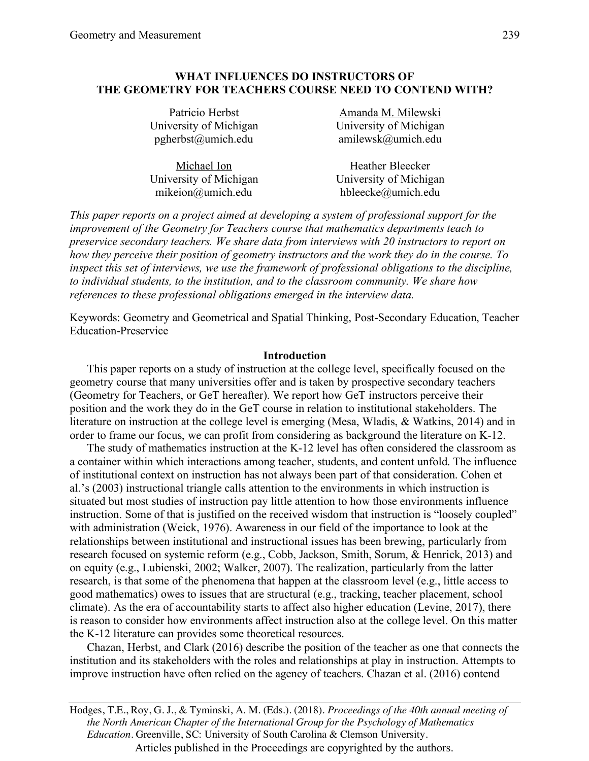# WHAT INFLUENCES DO INSTRUCTORS OF THE GEOMETRY FOR TEACHERS COURSE NEED TO CONTEND WITH?

Patricio Herbst
University of Michigan
pgherbst@umich.edu

Amanda M. Milewski
University of Michigan
amilewsk@umich.edu

Michael Ion
University of Michigan
mikeion@umich.edu

Heather Bleecker
University of Michigan
hbleecke@umich.edu

*This paper reports on a project aimed at developing a system of professional support for the improvement of the Geometry for Teachers course that mathematics departments teach to preservice secondary teachers. We share data from interviews with 20 instructors to report on how they perceive their position of geometry instructors and the work they do in the course. To inspect this set of interviews, we use the framework of professional obligations to the discipline, to individual students, to the institution, and to the classroom community. We share how references to these professional obligations emerged in the interview data.*

Keywords: Geometry and Geometrical and Spatial Thinking, Post-Secondary Education, Teacher Education-Preservice

## Introduction

This paper reports on a study of instruction at the college level, specifically focused on the geometry course that many universities offer and is taken by prospective secondary teachers (Geometry for Teachers, or GeT hereafter). We report how GeT instructors perceive their position and the work they do in the GeT course in relation to institutional stakeholders. The literature on instruction at the college level is emerging (Mesa, Wladis, & Watkins, 2014) and in order to frame our focus, we can profit from considering as background the literature on K-12.

The study of mathematics instruction at the K-12 level has often considered the classroom as a container within which interactions among teacher, students, and content unfold. The influence of institutional context on instruction has not always been part of that consideration. Cohen et al.'s (2003) instructional triangle calls attention to the environments in which instruction is situated but most studies of instruction pay little attention to how those environments influence instruction. Some of that is justified on the received wisdom that instruction is "loosely coupled" with administration (Weick, 1976). Awareness in our field of the importance to look at the relationships between institutional and instructional issues has been brewing, particularly from research focused on systemic reform (e.g., Cobb, Jackson, Smith, Sorum, & Henrick, 2013) and on equity (e.g., Lubienski, 2002; Walker, 2007). The realization, particularly from the latter research, is that some of the phenomena that happen at the classroom level (e.g., little access to good mathematics) owes to issues that are structural (e.g., tracking, teacher placement, school climate). As the era of accountability starts to affect also higher education (Levine, 2017), there is reason to consider how environments affect instruction also at the college level. On this matter the K-12 literature can provides some theoretical resources.

Chazan, Herbst, and Clark (2016) describe the position of the teacher as one that connects the institution and its stakeholders with the roles and relationships at play in instruction. Attempts to improve instruction have often relied on the agency of teachers. Chazan et al. (2016) contend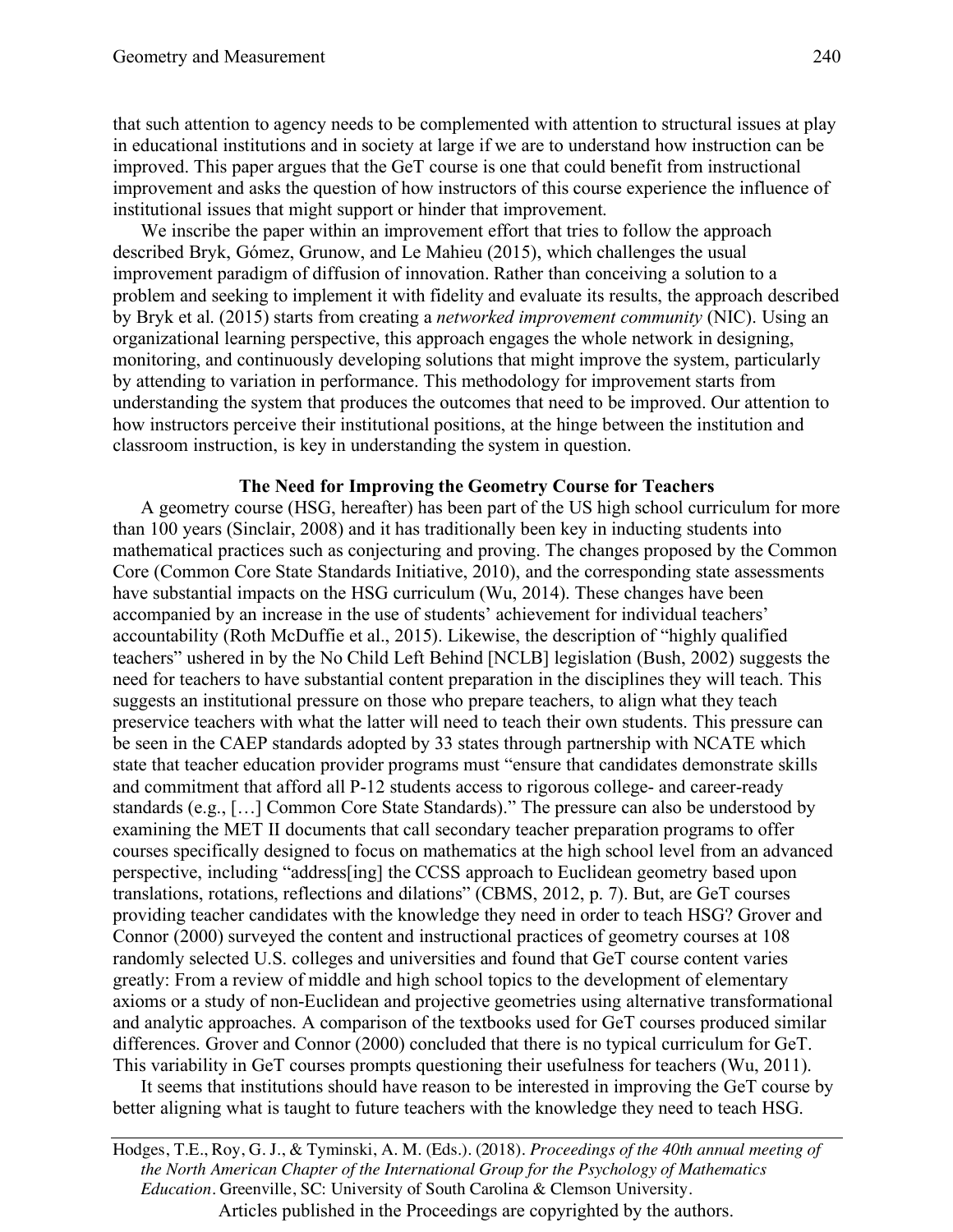that such attention to agency needs to be complemented with attention to structural issues at play in educational institutions and in society at large if we are to understand how instruction can be improved. This paper argues that the GeT course is one that could benefit from instructional improvement and asks the question of how instructors of this course experience the influence of institutional issues that might support or hinder that improvement.

We inscribe the paper within an improvement effort that tries to follow the approach described Bryk, Gómez, Grunow, and Le Mahieu (2015), which challenges the usual improvement paradigm of diffusion of innovation. Rather than conceiving a solution to a problem and seeking to implement it with fidelity and evaluate its results, the approach described by Bryk et al. (2015) starts from creating a *networked improvement community* (NIC). Using an organizational learning perspective, this approach engages the whole network in designing, monitoring, and continuously developing solutions that might improve the system, particularly by attending to variation in performance. This methodology for improvement starts from understanding the system that produces the outcomes that need to be improved. Our attention to how instructors perceive their institutional positions, at the hinge between the institution and classroom instruction, is key in understanding the system in question.

## The Need for Improving the Geometry Course for Teachers

A geometry course (HSG, hereafter) has been part of the US high school curriculum for more than 100 years (Sinclair, 2008) and it has traditionally been key in inducting students into mathematical practices such as conjecturing and proving. The changes proposed by the Common Core (Common Core State Standards Initiative, 2010), and the corresponding state assessments have substantial impacts on the HSG curriculum (Wu, 2014). These changes have been accompanied by an increase in the use of students' achievement for individual teachers' accountability (Roth McDuffie et al., 2015). Likewise, the description of "highly qualified teachers" ushered in by the No Child Left Behind [NCLB] legislation (Bush, 2002) suggests the need for teachers to have substantial content preparation in the disciplines they will teach. This suggests an institutional pressure on those who prepare teachers, to align what they teach preservice teachers with what the latter will need to teach their own students. This pressure can be seen in the CAEP standards adopted by 33 states through partnership with NCATE which state that teacher education provider programs must "ensure that candidates demonstrate skills and commitment that afford all P-12 students access to rigorous college- and career-ready standards (e.g., […] Common Core State Standards)." The pressure can also be understood by examining the MET II documents that call secondary teacher preparation programs to offer courses specifically designed to focus on mathematics at the high school level from an advanced perspective, including "address[ing] the CCSS approach to Euclidean geometry based upon translations, rotations, reflections and dilations" (CBMS, 2012, p. 7). But, are GeT courses providing teacher candidates with the knowledge they need in order to teach HSG? Grover and Connor (2000) surveyed the content and instructional practices of geometry courses at 108 randomly selected U.S. colleges and universities and found that GeT course content varies greatly: From a review of middle and high school topics to the development of elementary axioms or a study of non-Euclidean and projective geometries using alternative transformational and analytic approaches. A comparison of the textbooks used for GeT courses produced similar differences. Grover and Connor (2000) concluded that there is no typical curriculum for GeT. This variability in GeT courses prompts questioning their usefulness for teachers (Wu, 2011).

It seems that institutions should have reason to be interested in improving the GeT course by better aligning what is taught to future teachers with the knowledge they need to teach HSG.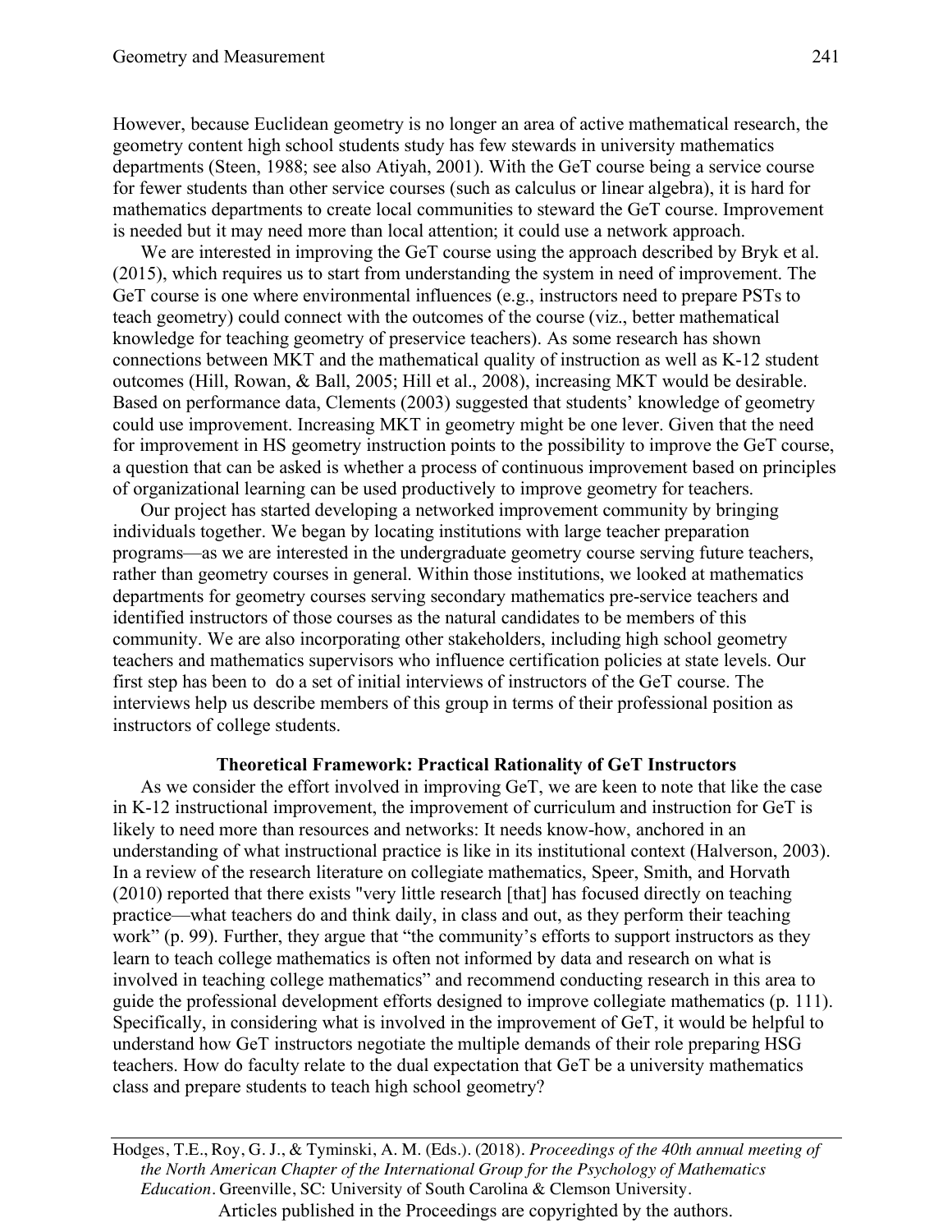However, because Euclidean geometry is no longer an area of active mathematical research, the geometry content high school students study has few stewards in university mathematics departments (Steen, 1988; see also Atiyah, 2001). With the GeT course being a service course for fewer students than other service courses (such as calculus or linear algebra), it is hard for mathematics departments to create local communities to steward the GeT course. Improvement is needed but it may need more than local attention; it could use a network approach.

We are interested in improving the GeT course using the approach described by Bryk et al. (2015), which requires us to start from understanding the system in need of improvement. The GeT course is one where environmental influences (e.g., instructors need to prepare PSTs to teach geometry) could connect with the outcomes of the course (viz., better mathematical knowledge for teaching geometry of preservice teachers). As some research has shown connections between MKT and the mathematical quality of instruction as well as K-12 student outcomes (Hill, Rowan, & Ball, 2005; Hill et al., 2008), increasing MKT would be desirable. Based on performance data, Clements (2003) suggested that students' knowledge of geometry could use improvement. Increasing MKT in geometry might be one lever. Given that the need for improvement in HS geometry instruction points to the possibility to improve the GeT course, a question that can be asked is whether a process of continuous improvement based on principles of organizational learning can be used productively to improve geometry for teachers.

Our project has started developing a networked improvement community by bringing individuals together. We began by locating institutions with large teacher preparation programs—as we are interested in the undergraduate geometry course serving future teachers, rather than geometry courses in general. Within those institutions, we looked at mathematics departments for geometry courses serving secondary mathematics pre-service teachers and identified instructors of those courses as the natural candidates to be members of this community. We are also incorporating other stakeholders, including high school geometry teachers and mathematics supervisors who influence certification policies at state levels. Our first step has been to do a set of initial interviews of instructors of the GeT course. The interviews help us describe members of this group in terms of their professional position as instructors of college students.

## Theoretical Framework: Practical Rationality of GeT Instructors

As we consider the effort involved in improving GeT, we are keen to note that like the case in K-12 instructional improvement, the improvement of curriculum and instruction for GeT is likely to need more than resources and networks: It needs know-how, anchored in an understanding of what instructional practice is like in its institutional context (Halverson, 2003). In a review of the research literature on collegiate mathematics, Speer, Smith, and Horvath (2010) reported that there exists "very little research [that] has focused directly on teaching practice—what teachers do and think daily, in class and out, as they perform their teaching work" (p. 99). Further, they argue that "the community's efforts to support instructors as they learn to teach college mathematics is often not informed by data and research on what is involved in teaching college mathematics" and recommend conducting research in this area to guide the professional development efforts designed to improve collegiate mathematics (p. 111). Specifically, in considering what is involved in the improvement of GeT, it would be helpful to understand how GeT instructors negotiate the multiple demands of their role preparing HSG teachers. How do faculty relate to the dual expectation that GeT be a university mathematics class and prepare students to teach high school geometry?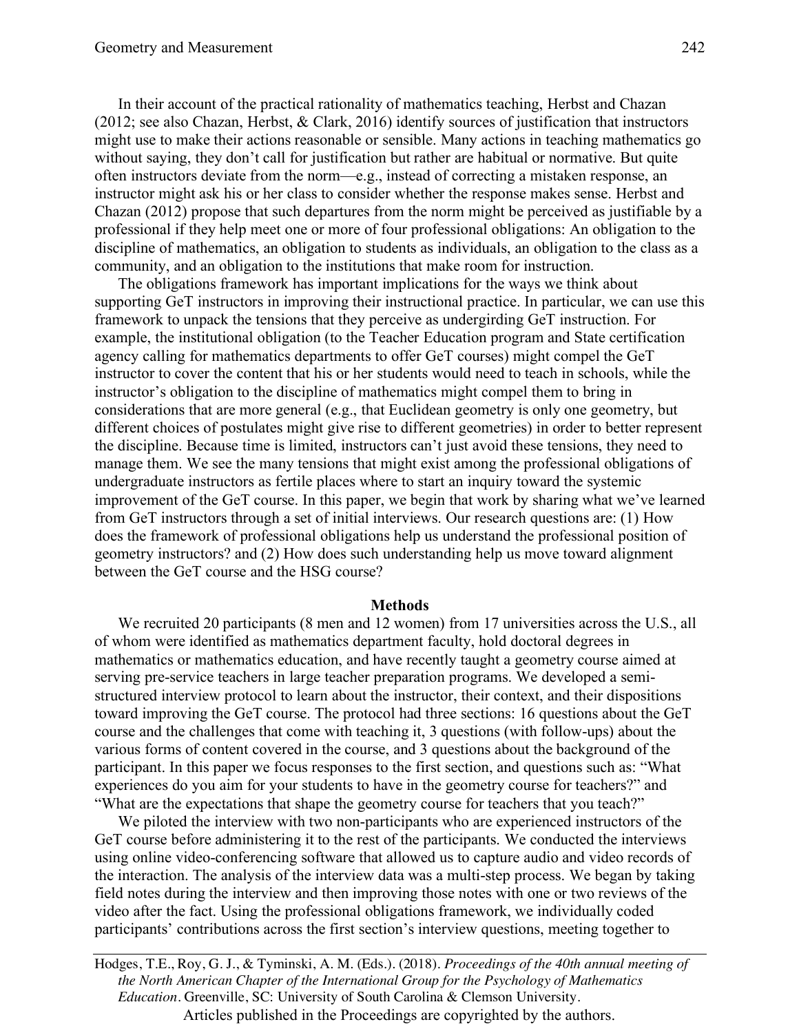In their account of the practical rationality of mathematics teaching, Herbst and Chazan (2012; see also Chazan, Herbst, & Clark, 2016) identify sources of justification that instructors might use to make their actions reasonable or sensible. Many actions in teaching mathematics go without saying, they don't call for justification but rather are habitual or normative. But quite often instructors deviate from the norm—e.g., instead of correcting a mistaken response, an instructor might ask his or her class to consider whether the response makes sense. Herbst and Chazan (2012) propose that such departures from the norm might be perceived as justifiable by a professional if they help meet one or more of four professional obligations: An obligation to the discipline of mathematics, an obligation to students as individuals, an obligation to the class as a community, and an obligation to the institutions that make room for instruction.

The obligations framework has important implications for the ways we think about supporting GeT instructors in improving their instructional practice. In particular, we can use this framework to unpack the tensions that they perceive as undergirding GeT instruction. For example, the institutional obligation (to the Teacher Education program and State certification agency calling for mathematics departments to offer GeT courses) might compel the GeT instructor to cover the content that his or her students would need to teach in schools, while the instructor's obligation to the discipline of mathematics might compel them to bring in considerations that are more general (e.g., that Euclidean geometry is only one geometry, but different choices of postulates might give rise to different geometries) in order to better represent the discipline. Because time is limited, instructors can't just avoid these tensions, they need to manage them. We see the many tensions that might exist among the professional obligations of undergraduate instructors as fertile places where to start an inquiry toward the systemic improvement of the GeT course. In this paper, we begin that work by sharing what we've learned from GeT instructors through a set of initial interviews. Our research questions are: (1) How does the framework of professional obligations help us understand the professional position of geometry instructors? and (2) How does such understanding help us move toward alignment between the GeT course and the HSG course?

## Methods

We recruited 20 participants (8 men and 12 women) from 17 universities across the U.S., all of whom were identified as mathematics department faculty, hold doctoral degrees in mathematics or mathematics education, and have recently taught a geometry course aimed at serving pre-service teachers in large teacher preparation programs. We developed a semi-structured interview protocol to learn about the instructor, their context, and their dispositions toward improving the GeT course. The protocol had three sections: 16 questions about the GeT course and the challenges that come with teaching it, 3 questions (with follow-ups) about the various forms of content covered in the course, and 3 questions about the background of the participant. In this paper we focus responses to the first section, and questions such as: "What experiences do you aim for your students to have in the geometry course for teachers?" and "What are the expectations that shape the geometry course for teachers that you teach?"

We piloted the interview with two non-participants who are experienced instructors of the GeT course before administering it to the rest of the participants. We conducted the interviews using online video-conferencing software that allowed us to capture audio and video records of the interaction. The analysis of the interview data was a multi-step process. We began by taking field notes during the interview and then improving those notes with one or two reviews of the video after the fact. Using the professional obligations framework, we individually coded participants' contributions across the first section's interview questions, meeting together to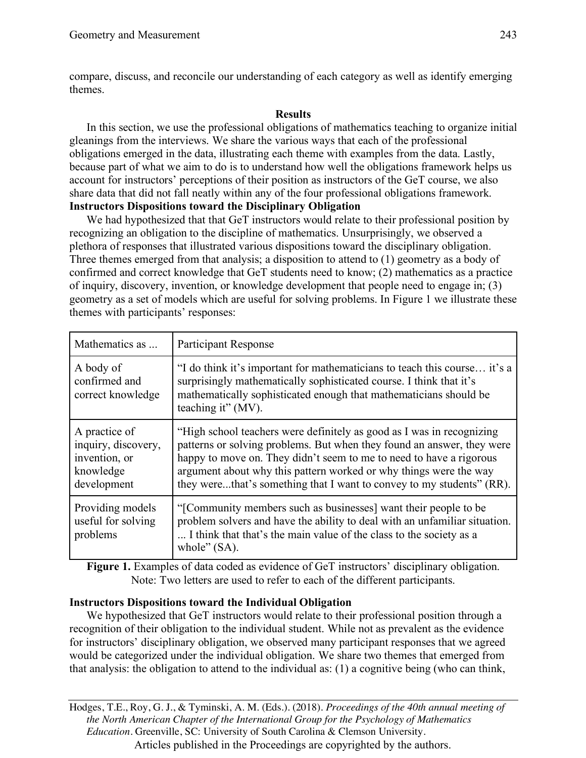compare, discuss, and reconcile our understanding of each category as well as identify emerging themes.

## Results

In this section, we use the professional obligations of mathematics teaching to organize initial gleanings from the interviews. We share the various ways that each of the professional obligations emerged in the data, illustrating each theme with examples from the data. Lastly, because part of what we aim to do is to understand how well the obligations framework helps us account for instructors' perceptions of their position as instructors of the GeT course, we also share data that did not fall neatly within any of the four professional obligations framework.

### Instructors Dispositions toward the Disciplinary Obligation

We had hypothesized that that GeT instructors would relate to their professional position by recognizing an obligation to the discipline of mathematics. Unsurprisingly, we observed a plethora of responses that illustrated various dispositions toward the disciplinary obligation. Three themes emerged from that analysis; a disposition to attend to (1) geometry as a body of confirmed and correct knowledge that GeT students need to know; (2) mathematics as a practice of inquiry, discovery, invention, or knowledge development that people need to engage in; (3) geometry as a set of models which are useful for solving problems. In Figure 1 we illustrate these themes with participants' responses:

| Mathematics as ... | Participant Response |
|---|---|
| A body of confirmed and correct knowledge | "I do think it's important for mathematicians to teach this course… it's a surprisingly mathematically sophisticated course. I think that it's mathematically sophisticated enough that mathematicians should be teaching it" (MV). |
| A practice of inquiry, discovery, invention, or knowledge development | "High school teachers were definitely as good as I was in recognizing patterns or solving problems. But when they found an answer, they were happy to move on. They didn't seem to me to need to have a rigorous argument about why this pattern worked or why things were the way they were...that's something that I want to convey to my students" (RR). |
| Providing models useful for solving problems | "[Community members such as businesses] want their people to be problem solvers and have the ability to deal with an unfamiliar situation. ... I think that that's the main value of the class to the society as a whole" (SA). |

**Figure 1.** Examples of data coded as evidence of GeT instructors' disciplinary obligation. Note: Two letters are used to refer to each of the different participants.

### Instructors Dispositions toward the Individual Obligation

We hypothesized that GeT instructors would relate to their professional position through a recognition of their obligation to the individual student. While not as prevalent as the evidence for instructors' disciplinary obligation, we observed many participant responses that we agreed would be categorized under the individual obligation. We share two themes that emerged from that analysis: the obligation to attend to the individual as: (1) a cognitive being (who can think,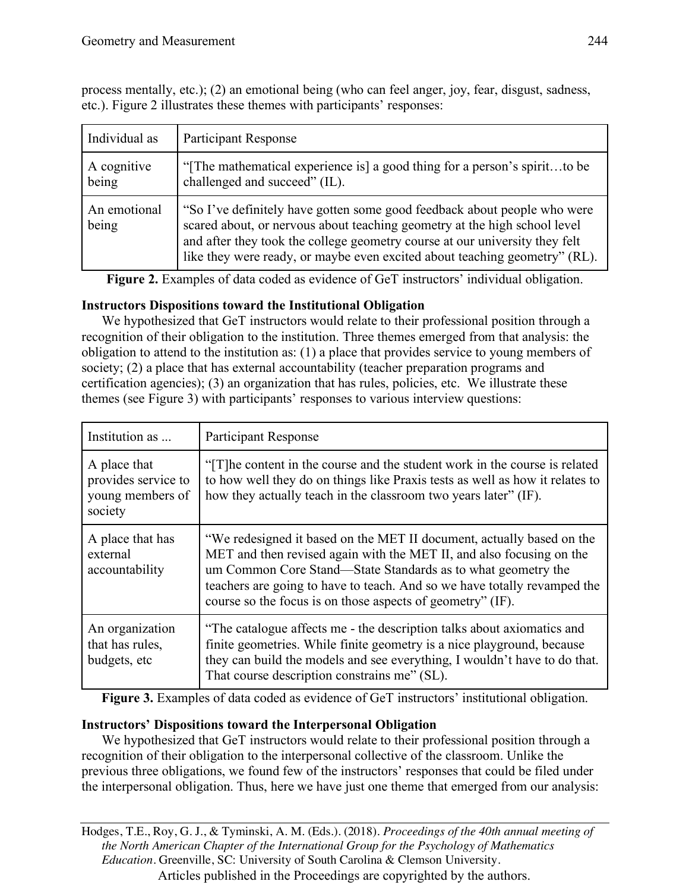process mentally, etc.); (2) an emotional being (who can feel anger, joy, fear, disgust, sadness, etc.). Figure 2 illustrates these themes with participants' responses:

| Individual as | Participant Response |
|---|---|
| A cognitive being | "[The mathematical experience is] a good thing for a person's spirit…to be challenged and succeed" (IL). |
| An emotional being | "So I've definitely have gotten some good feedback about people who were scared about, or nervous about teaching geometry at the high school level and after they took the college geometry course at our university they felt like they were ready, or maybe even excited about teaching geometry" (RL). |

**Figure 2.** Examples of data coded as evidence of GeT instructors' individual obligation.

### Instructors Dispositions toward the Institutional Obligation

We hypothesized that GeT instructors would relate to their professional position through a recognition of their obligation to the institution. Three themes emerged from that analysis: the obligation to attend to the institution as: (1) a place that provides service to young members of society; (2) a place that has external accountability (teacher preparation programs and certification agencies); (3) an organization that has rules, policies, etc. We illustrate these themes (see Figure 3) with participants' responses to various interview questions:

| Institution as ... | Participant Response |
|---|---|
| A place that provides service to young members of society | "[T]he content in the course and the student work in the course is related to how well they do on things like Praxis tests as well as how it relates to how they actually teach in the classroom two years later" (IF). |
| A place that has external accountability | "We redesigned it based on the MET II document, actually based on the MET and then revised again with the MET II, and also focusing on the um Common Core Stand—State Standards as to what geometry the teachers are going to have to teach. And so we have totally revamped the course so the focus is on those aspects of geometry" (IF). |
| An organization that has rules, budgets, etc | "The catalogue affects me - the description talks about axiomatics and finite geometries. While finite geometry is a nice playground, because they can build the models and see everything, I wouldn't have to do that. That course description constrains me" (SL). |

**Figure 3.** Examples of data coded as evidence of GeT instructors' institutional obligation.

### Instructors' Dispositions toward the Interpersonal Obligation

We hypothesized that GeT instructors would relate to their professional position through a recognition of their obligation to the interpersonal collective of the classroom. Unlike the previous three obligations, we found few of the instructors' responses that could be filed under the interpersonal obligation. Thus, here we have just one theme that emerged from our analysis: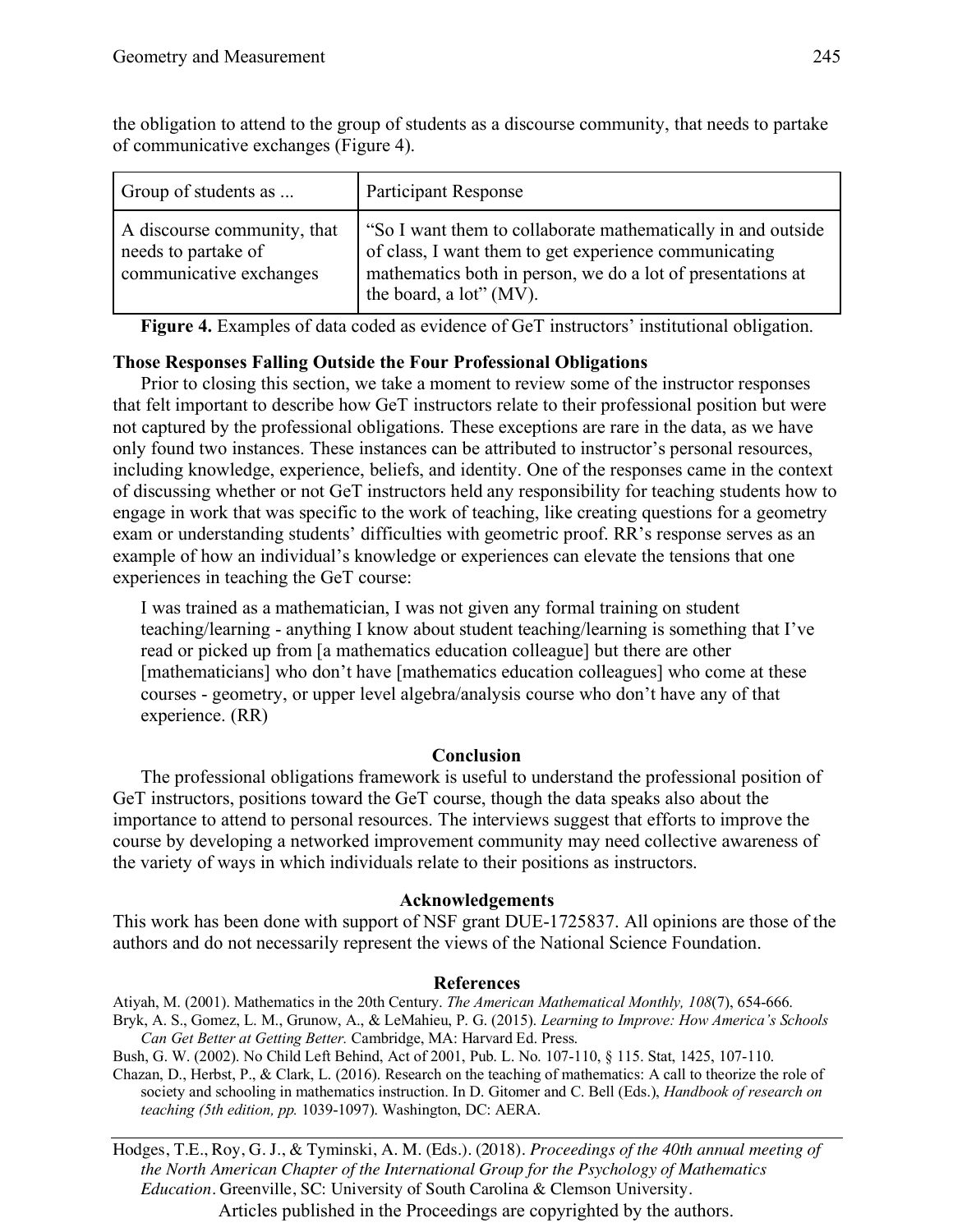the obligation to attend to the group of students as a discourse community, that needs to partake of communicative exchanges (Figure 4).

| Group of students as ... | Participant Response |
|---|---|
| A discourse community, that needs to partake of communicative exchanges | "So I want them to collaborate mathematically in and outside of class, I want them to get experience communicating mathematics both in person, we do a lot of presentations at the board, a lot" (MV). |

**Figure 4.** Examples of data coded as evidence of GeT instructors' institutional obligation.

**Those Responses Falling Outside the Four Professional Obligations**

Prior to closing this section, we take a moment to review some of the instructor responses that felt important to describe how GeT instructors relate to their professional position but were not captured by the professional obligations. These exceptions are rare in the data, as we have only found two instances. These instances can be attributed to instructor's personal resources, including knowledge, experience, beliefs, and identity. One of the responses came in the context of discussing whether or not GeT instructors held any responsibility for teaching students how to engage in work that was specific to the work of teaching, like creating questions for a geometry exam or understanding students' difficulties with geometric proof. RR's response serves as an example of how an individual's knowledge or experiences can elevate the tensions that one experiences in teaching the GeT course:

> I was trained as a mathematician, I was not given any formal training on student teaching/learning - anything I know about student teaching/learning is something that I've read or picked up from [a mathematics education colleague] but there are other [mathematicians] who don't have [mathematics education colleagues] who come at these courses - geometry, or upper level algebra/analysis course who don't have any of that experience. (RR)

## Conclusion

The professional obligations framework is useful to understand the professional position of GeT instructors, positions toward the GeT course, though the data speaks also about the importance to attend to personal resources. The interviews suggest that efforts to improve the course by developing a networked improvement community may need collective awareness of the variety of ways in which individuals relate to their positions as instructors.

## Acknowledgements

This work has been done with support of NSF grant DUE-1725837. All opinions are those of the authors and do not necessarily represent the views of the National Science Foundation.

## References

Atiyah, M. (2001). Mathematics in the 20th Century. *The American Mathematical Monthly, 108*(7), 654-666.

Bryk, A. S., Gomez, L. M., Grunow, A., & LeMahieu, P. G. (2015). *Learning to Improve: How America's Schools Can Get Better at Getting Better.* Cambridge, MA: Harvard Ed. Press.

Bush, G. W. (2002). No Child Left Behind, Act of 2001, Pub. L. No. 107-110, § 115. Stat, 1425, 107-110.

Chazan, D., Herbst, P., & Clark, L. (2016). Research on the teaching of mathematics: A call to theorize the role of society and schooling in mathematics instruction. In D. Gitomer and C. Bell (Eds.), *Handbook of research on teaching (5th edition, pp.* 1039-1097). Washington, DC: AERA.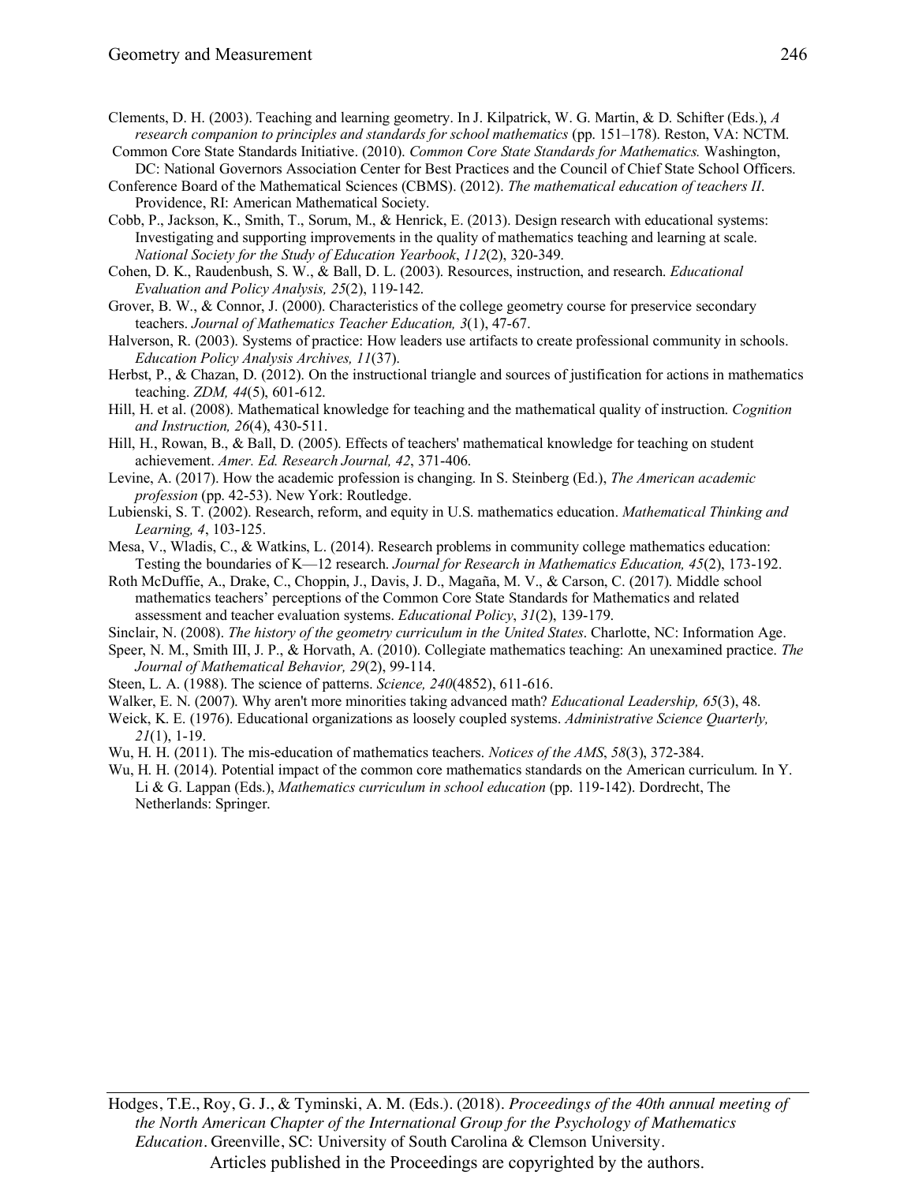Clements, D. H. (2003). Teaching and learning geometry. In J. Kilpatrick, W. G. Martin, & D. Schifter (Eds.), *A research companion to principles and standards for school mathematics* (pp. 151–178). Reston, VA: NCTM.

Common Core State Standards Initiative. (2010). *Common Core State Standards for Mathematics.* Washington, DC: National Governors Association Center for Best Practices and the Council of Chief State School Officers.

Conference Board of the Mathematical Sciences (CBMS). (2012). *The mathematical education of teachers II.* Providence, RI: American Mathematical Society.

Cobb, P., Jackson, K., Smith, T., Sorum, M., & Henrick, E. (2013). Design research with educational systems: Investigating and supporting improvements in the quality of mathematics teaching and learning at scale. *National Society for the Study of Education Yearbook*, *112*(2), 320-349.

Cohen, D. K., Raudenbush, S. W., & Ball, D. L. (2003). Resources, instruction, and research. *Educational Evaluation and Policy Analysis, 25*(2), 119-142.

Grover, B. W., & Connor, J. (2000). Characteristics of the college geometry course for preservice secondary teachers. *Journal of Mathematics Teacher Education, 3*(1), 47-67.

Halverson, R. (2003). Systems of practice: How leaders use artifacts to create professional community in schools. *Education Policy Analysis Archives, 11*(37).

Herbst, P., & Chazan, D. (2012). On the instructional triangle and sources of justification for actions in mathematics teaching. *ZDM, 44*(5), 601-612.

Hill, H. et al. (2008). Mathematical knowledge for teaching and the mathematical quality of instruction. *Cognition and Instruction, 26*(4), 430-511.

Hill, H., Rowan, B., & Ball, D. (2005). Effects of teachers' mathematical knowledge for teaching on student achievement. *Amer. Ed. Research Journal, 42*, 371-406.

Levine, A. (2017). How the academic profession is changing. In S. Steinberg (Ed.), *The American academic profession* (pp. 42-53). New York: Routledge.

Lubienski, S. T. (2002). Research, reform, and equity in U.S. mathematics education. *Mathematical Thinking and Learning, 4*, 103-125.

Mesa, V., Wladis, C., & Watkins, L. (2014). Research problems in community college mathematics education: Testing the boundaries of K—12 research. *Journal for Research in Mathematics Education, 45*(2), 173-192.

Roth McDuffie, A., Drake, C., Choppin, J., Davis, J. D., Magaña, M. V., & Carson, C. (2017). Middle school mathematics teachers' perceptions of the Common Core State Standards for Mathematics and related assessment and teacher evaluation systems. *Educational Policy*, *31*(2), 139-179.

Sinclair, N. (2008). *The history of the geometry curriculum in the United States*. Charlotte, NC: Information Age.

Speer, N. M., Smith III, J. P., & Horvath, A. (2010). Collegiate mathematics teaching: An unexamined practice. *The Journal of Mathematical Behavior, 29*(2), 99-114.

Steen, L. A. (1988). The science of patterns. *Science, 240*(4852), 611-616.

Walker, E. N. (2007). Why aren't more minorities taking advanced math? *Educational Leadership, 65*(3), 48.

Weick, K. E. (1976). Educational organizations as loosely coupled systems. *Administrative Science Quarterly, 21*(1), 1-19.

Wu, H. H. (2011). The mis-education of mathematics teachers. *Notices of the AMS*, *58*(3), 372-384.

Wu, H. H. (2014). Potential impact of the common core mathematics standards on the American curriculum. In Y. Li & G. Lappan (Eds.), *Mathematics curriculum in school education* (pp. 119-142). Dordrecht, The Netherlands: Springer.